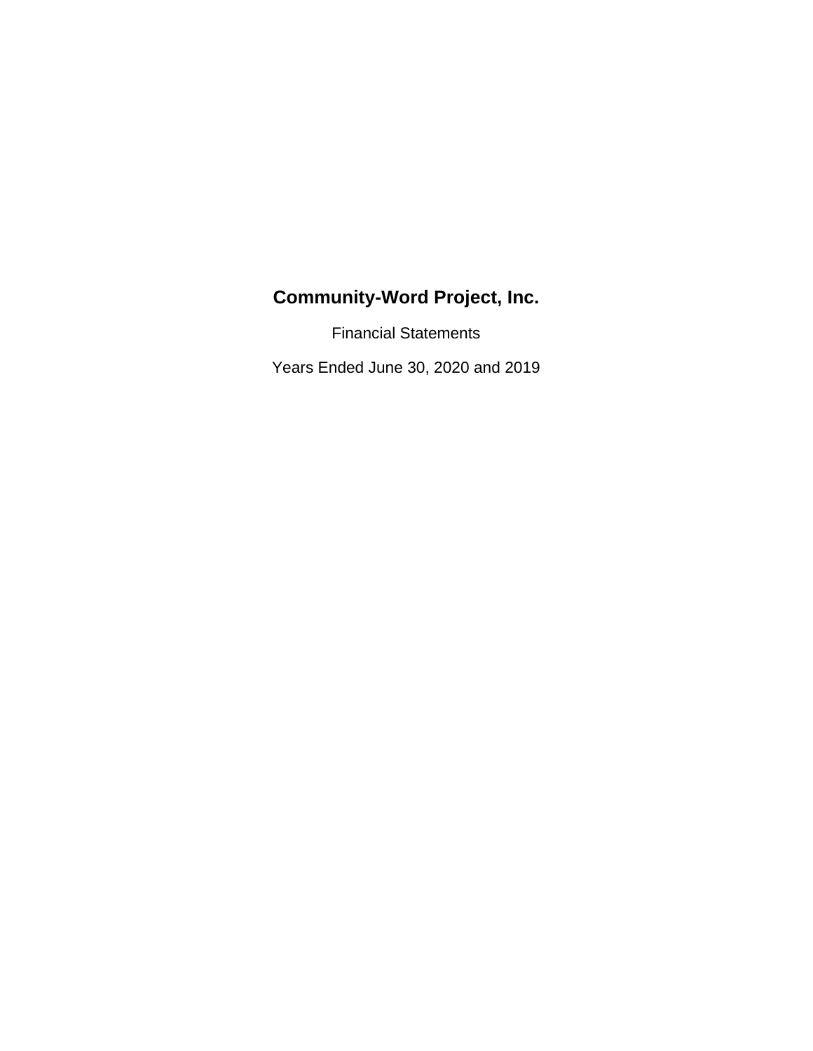# Community-Word Project, Inc.

Financial Statements

Years Ended June 30, 2020 and 2019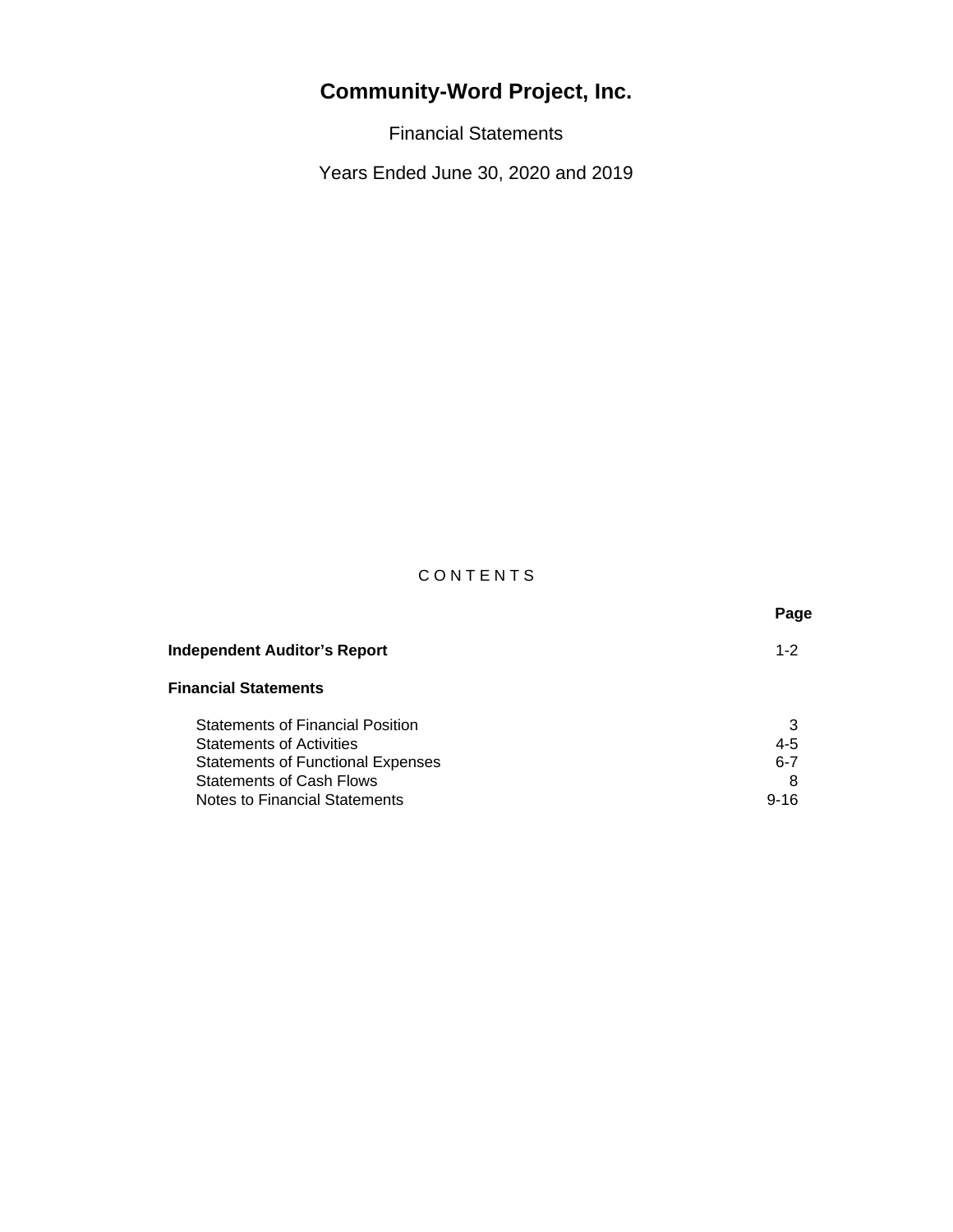# Community-Word Project, Inc.

Financial Statements

Years Ended June 30, 2020 and 2019

C O N T E N T S

| | Page |
|---|---|
| **Independent Auditor's Report** | 1-2 |
| **Financial Statements** | |
| Statements of Financial Position | 3 |
| Statements of Activities | 4-5 |
| Statements of Functional Expenses | 6-7 |
| Statements of Cash Flows | 8 |
| Notes to Financial Statements | 9-16 |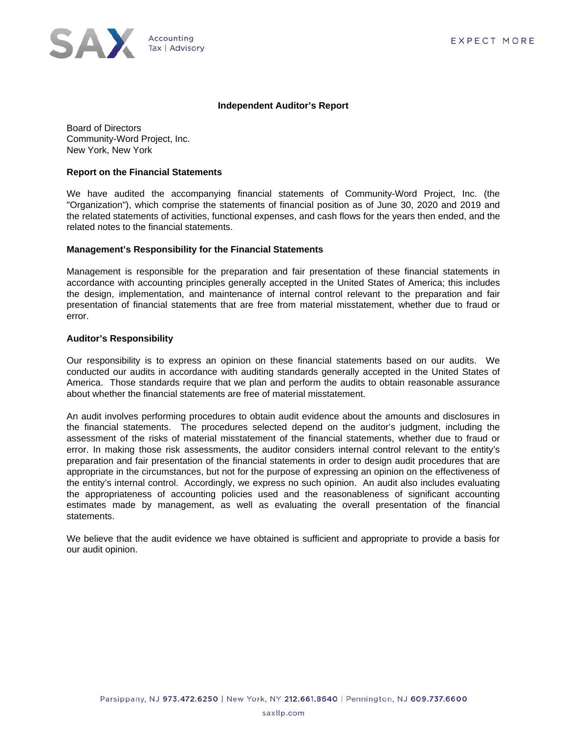**Independent Auditor's Report**

Board of Directors
Community-Word Project, Inc.
New York, New York

**Report on the Financial Statements**

We have audited the accompanying financial statements of Community-Word Project, Inc. (the "Organization"), which comprise the statements of financial position as of June 30, 2020 and 2019 and the related statements of activities, functional expenses, and cash flows for the years then ended, and the related notes to the financial statements.

**Management's Responsibility for the Financial Statements**

Management is responsible for the preparation and fair presentation of these financial statements in accordance with accounting principles generally accepted in the United States of America; this includes the design, implementation, and maintenance of internal control relevant to the preparation and fair presentation of financial statements that are free from material misstatement, whether due to fraud or error.

**Auditor's Responsibility**

Our responsibility is to express an opinion on these financial statements based on our audits. We conducted our audits in accordance with auditing standards generally accepted in the United States of America. Those standards require that we plan and perform the audits to obtain reasonable assurance about whether the financial statements are free of material misstatement.

An audit involves performing procedures to obtain audit evidence about the amounts and disclosures in the financial statements. The procedures selected depend on the auditor's judgment, including the assessment of the risks of material misstatement of the financial statements, whether due to fraud or error. In making those risk assessments, the auditor considers internal control relevant to the entity's preparation and fair presentation of the financial statements in order to design audit procedures that are appropriate in the circumstances, but not for the purpose of expressing an opinion on the effectiveness of the entity's internal control. Accordingly, we express no such opinion. An audit also includes evaluating the appropriateness of accounting policies used and the reasonableness of significant accounting estimates made by management, as well as evaluating the overall presentation of the financial statements.

We believe that the audit evidence we have obtained is sufficient and appropriate to provide a basis for our audit opinion.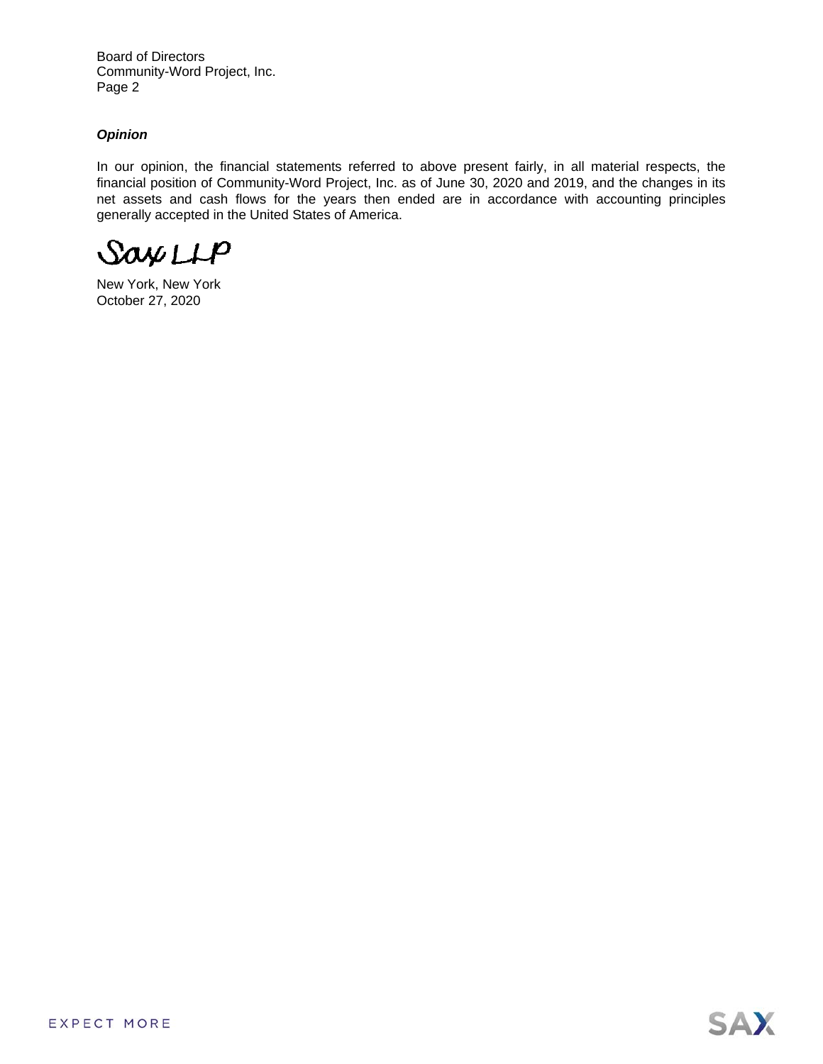Board of Directors
Community-Word Project, Inc.
Page 2

***Opinion***

In our opinion, the financial statements referred to above present fairly, in all material respects, the financial position of Community-Word Project, Inc. as of June 30, 2020 and 2019, and the changes in its net assets and cash flows for the years then ended are in accordance with accounting principles generally accepted in the United States of America.

Sax LLP

New York, New York
October 27, 2020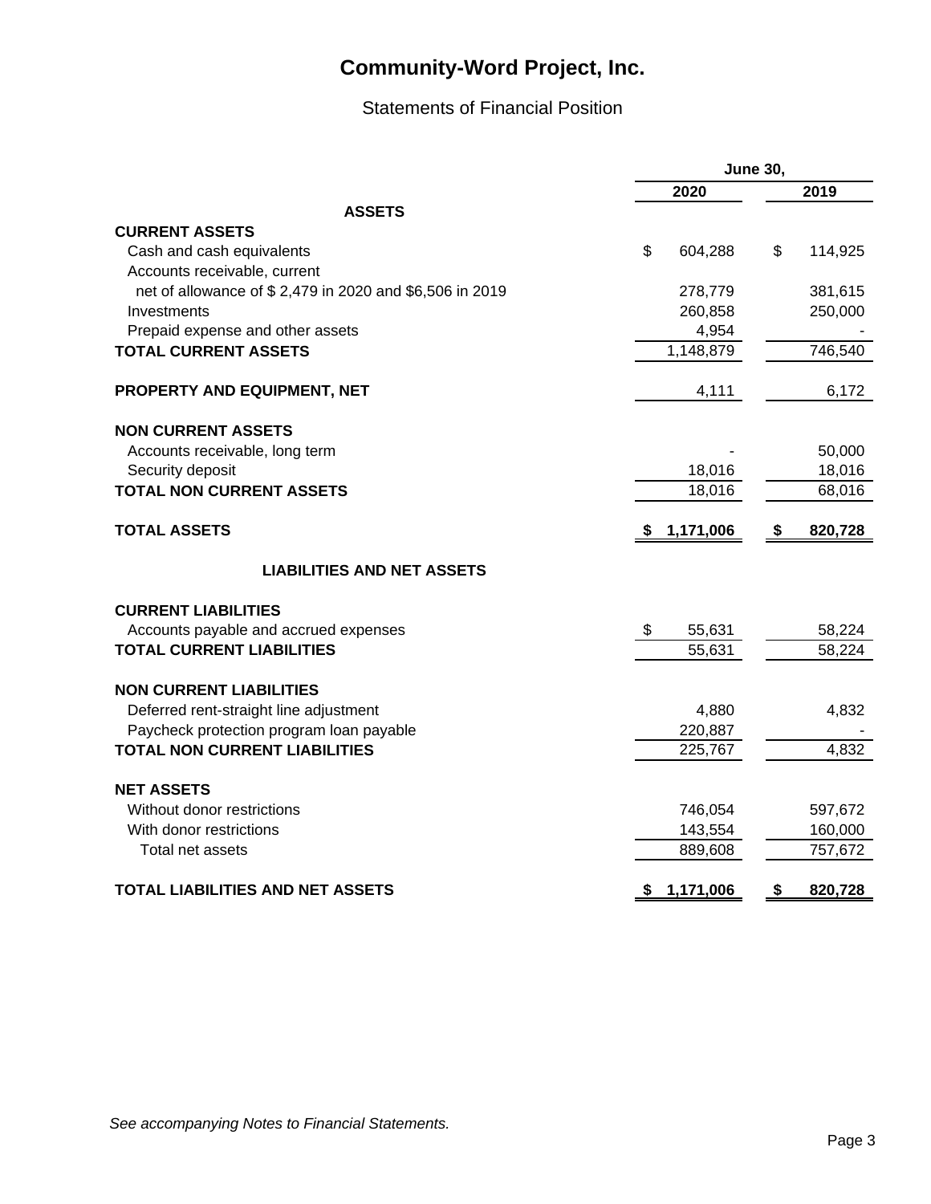# Community-Word Project, Inc.

## Statements of Financial Position

| | June 30, | |
|---|---|---|
| | 2020 | 2019 |
| **ASSETS** | | |
| **CURRENT ASSETS** | | |
| Cash and cash equivalents | $ 604,288 | $ 114,925 |
| Accounts receivable, current net of allowance of $ 2,479 in 2020 and $6,506 in 2019 | 278,779 | 381,615 |
| Investments | 260,858 | 250,000 |
| Prepaid expense and other assets | 4,954 | - |
| **TOTAL CURRENT ASSETS** | 1,148,879 | 746,540 |
| **PROPERTY AND EQUIPMENT, NET** | 4,111 | 6,172 |
| **NON CURRENT ASSETS** | | |
| Accounts receivable, long term | - | 50,000 |
| Security deposit | 18,016 | 18,016 |
| **TOTAL NON CURRENT ASSETS** | 18,016 | 68,016 |
| **TOTAL ASSETS** | **$ 1,171,006** | **$ 820,728** |
| **LIABILITIES AND NET ASSETS** | | |
| **CURRENT LIABILITIES** | | |
| Accounts payable and accrued expenses | $ 55,631 | 58,224 |
| **TOTAL CURRENT LIABILITIES** | 55,631 | 58,224 |
| **NON CURRENT LIABILITIES** | | |
| Deferred rent-straight line adjustment | 4,880 | 4,832 |
| Paycheck protection program loan payable | 220,887 | - |
| **TOTAL NON CURRENT LIABILITIES** | 225,767 | 4,832 |
| **NET ASSETS** | | |
| Without donor restrictions | 746,054 | 597,672 |
| With donor restrictions | 143,554 | 160,000 |
| Total net assets | 889,608 | 757,672 |
| **TOTAL LIABILITIES AND NET ASSETS** | **$ 1,171,006** | **$ 820,728** |

*See accompanying Notes to Financial Statements.*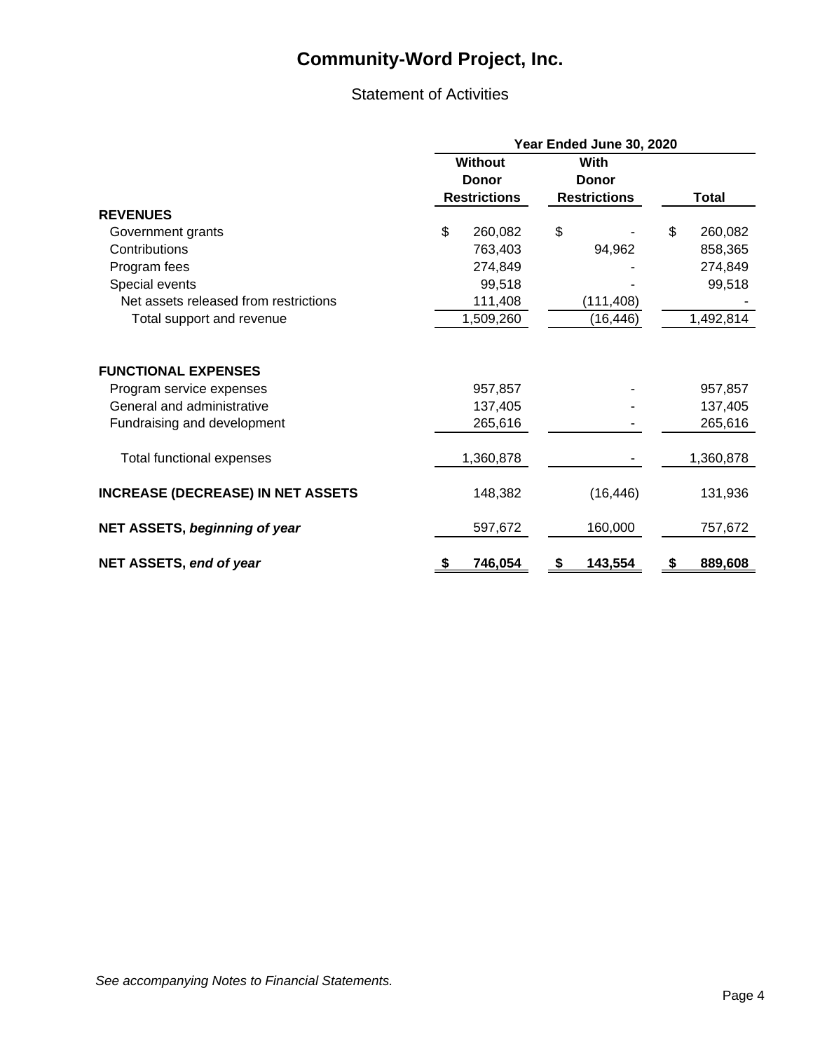# Community-Word Project, Inc.

## Statement of Activities

| | Year Ended June 30, 2020 | | |
|---|---|---|---|
| | Without Donor Restrictions | With Donor Restrictions | Total |
| **REVENUES** | | | |
| Government grants | $ 260,082 | $ - | $ 260,082 |
| Contributions | 763,403 | 94,962 | 858,365 |
| Program fees | 274,849 | - | 274,849 |
| Special events | 99,518 | - | 99,518 |
| Net assets released from restrictions | 111,408 | (111,408) | - |
| Total support and revenue | 1,509,260 | (16,446) | 1,492,814 |
| **FUNCTIONAL EXPENSES** | | | |
| Program service expenses | 957,857 | - | 957,857 |
| General and administrative | 137,405 | - | 137,405 |
| Fundraising and development | 265,616 | - | 265,616 |
| Total functional expenses | 1,360,878 | - | 1,360,878 |
| **INCREASE (DECREASE) IN NET ASSETS** | 148,382 | (16,446) | 131,936 |
| **NET ASSETS, *beginning of year*** | 597,672 | 160,000 | 757,672 |
| **NET ASSETS, *end of year*** | **$ 746,054** | **$ 143,554** | **$ 889,608** |

*See accompanying Notes to Financial Statements.*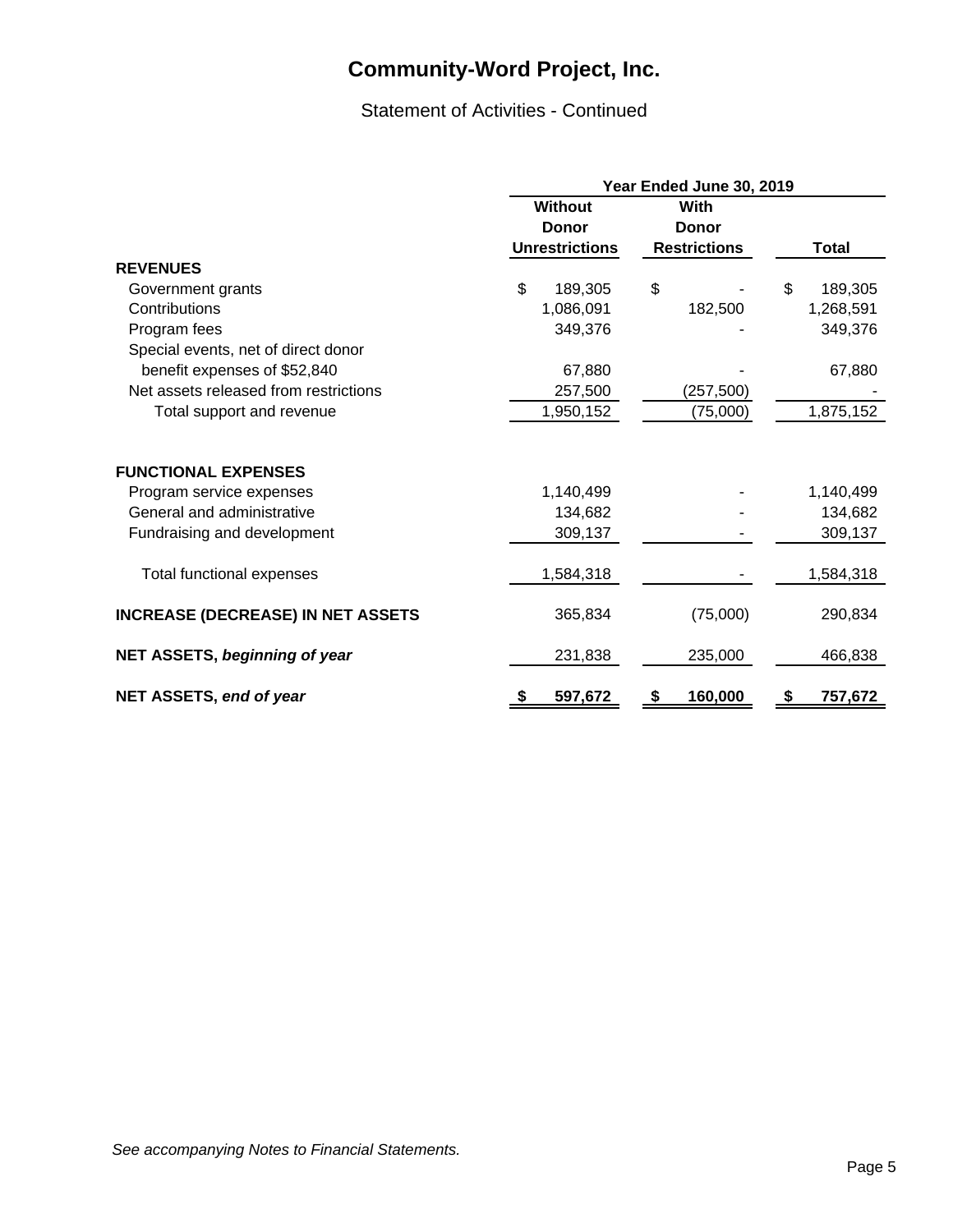# Community-Word Project, Inc.

Statement of Activities - Continued

| | Year Ended June 30, 2019 | | |
|---|---|---|---|
| | Without Donor Unrestrictions | With Donor Restrictions | Total |
| **REVENUES** | | | |
| Government grants | $ 189,305 | $ - | $ 189,305 |
| Contributions | 1,086,091 | 182,500 | 1,268,591 |
| Program fees | 349,376 | - | 349,376 |
| Special events, net of direct donor benefit expenses of $52,840 | 67,880 | - | 67,880 |
| Net assets released from restrictions | 257,500 | (257,500) | - |
| Total support and revenue | 1,950,152 | (75,000) | 1,875,152 |
| **FUNCTIONAL EXPENSES** | | | |
| Program service expenses | 1,140,499 | - | 1,140,499 |
| General and administrative | 134,682 | - | 134,682 |
| Fundraising and development | 309,137 | - | 309,137 |
| Total functional expenses | 1,584,318 | - | 1,584,318 |
| **INCREASE (DECREASE) IN NET ASSETS** | 365,834 | (75,000) | 290,834 |
| **NET ASSETS, *beginning of year*** | 231,838 | 235,000 | 466,838 |
| **NET ASSETS, *end of year*** | **$ 597,672** | **$ 160,000** | **$ 757,672** |

*See accompanying Notes to Financial Statements.*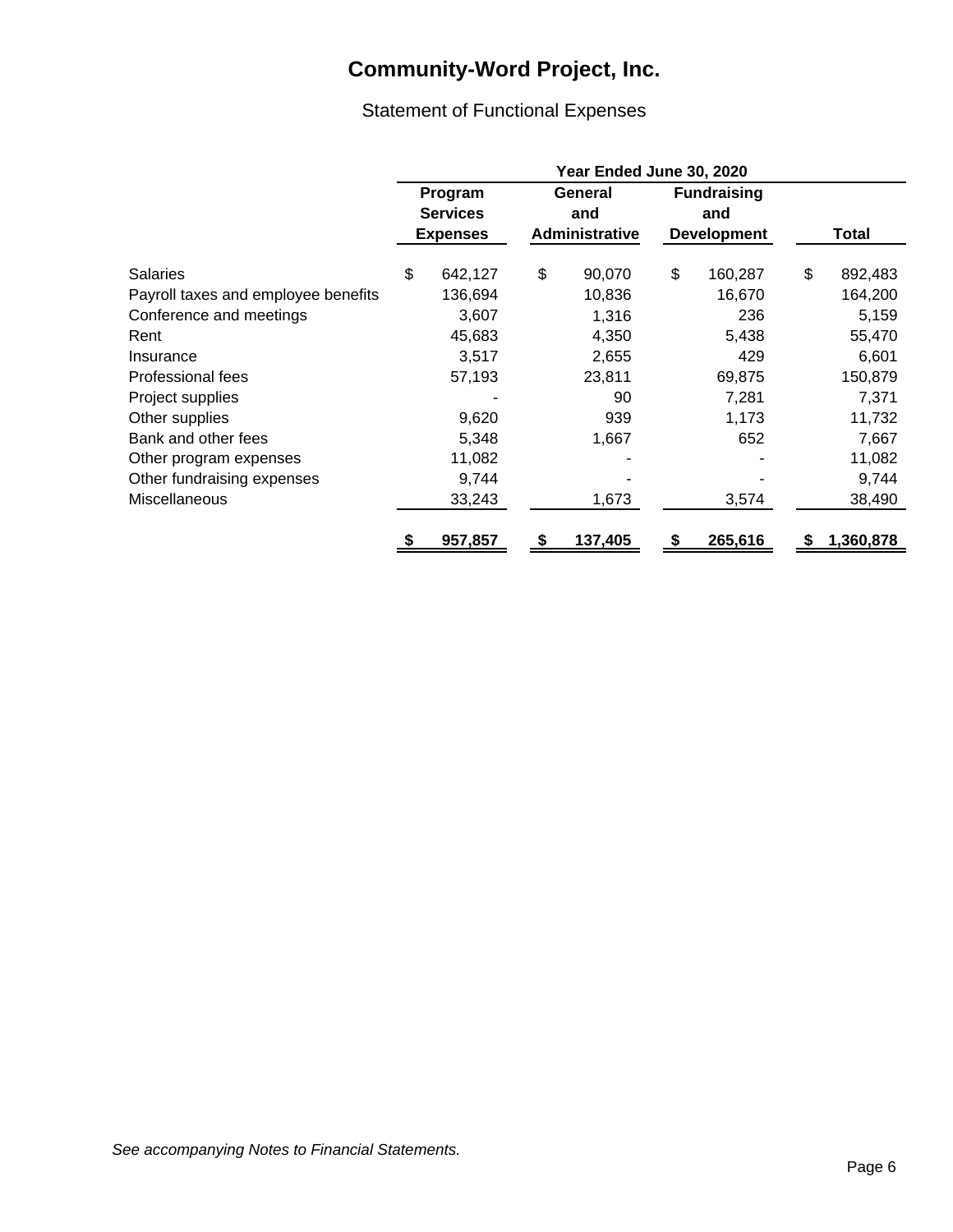# Community-Word Project, Inc.

## Statement of Functional Expenses

| | Year Ended June 30, 2020 | | | |
|---|---|---|---|---|
| | Program Services Expenses | General and Administrative | Fundraising and Development | Total |
| Salaries | $ 642,127 | $ 90,070 | $ 160,287 | $ 892,483 |
| Payroll taxes and employee benefits | 136,694 | 10,836 | 16,670 | 164,200 |
| Conference and meetings | 3,607 | 1,316 | 236 | 5,159 |
| Rent | 45,683 | 4,350 | 5,438 | 55,470 |
| Insurance | 3,517 | 2,655 | 429 | 6,601 |
| Professional fees | 57,193 | 23,811 | 69,875 | 150,879 |
| Project supplies | - | 90 | 7,281 | 7,371 |
| Other supplies | 9,620 | 939 | 1,173 | 11,732 |
| Bank and other fees | 5,348 | 1,667 | 652 | 7,667 |
| Other program expenses | 11,082 | - | - | 11,082 |
| Other fundraising expenses | 9,744 | - | - | 9,744 |
| Miscellaneous | 33,243 | 1,673 | 3,574 | 38,490 |
| | **$ 957,857** | **$ 137,405** | **$ 265,616** | **$ 1,360,878** |

*See accompanying Notes to Financial Statements.*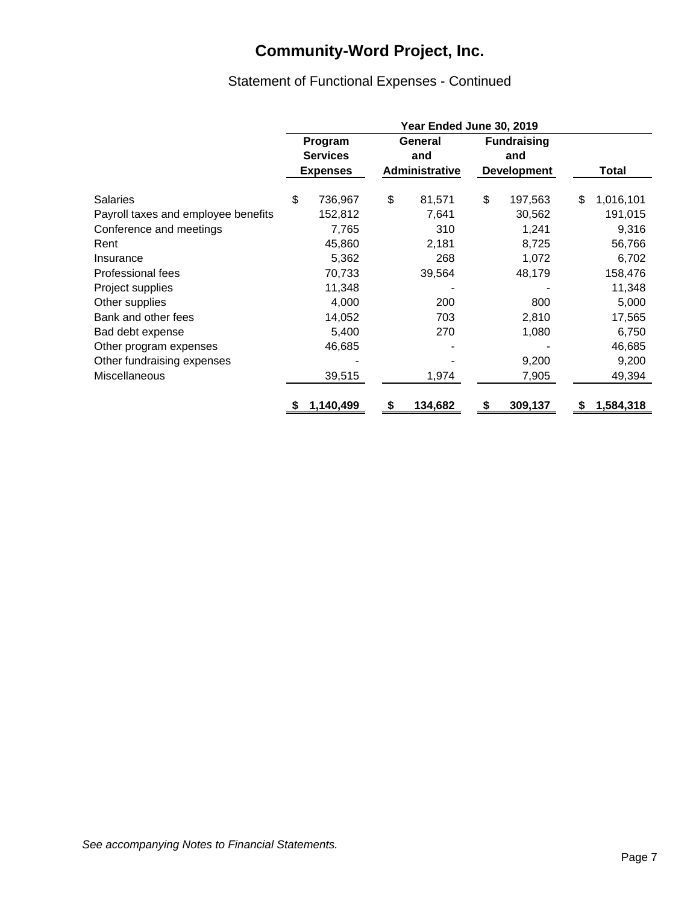# Community-Word Project, Inc.

## Statement of Functional Expenses - Continued

| | Year Ended June 30, 2019 | | | |
|---|---|---|---|---|
| | Program Services Expenses | General and Administrative | Fundraising and Development | Total |
| Salaries | $ 736,967 | $ 81,571 | $ 197,563 | $ 1,016,101 |
| Payroll taxes and employee benefits | 152,812 | 7,641 | 30,562 | 191,015 |
| Conference and meetings | 7,765 | 310 | 1,241 | 9,316 |
| Rent | 45,860 | 2,181 | 8,725 | 56,766 |
| Insurance | 5,362 | 268 | 1,072 | 6,702 |
| Professional fees | 70,733 | 39,564 | 48,179 | 158,476 |
| Project supplies | 11,348 | - | - | 11,348 |
| Other supplies | 4,000 | 200 | 800 | 5,000 |
| Bank and other fees | 14,052 | 703 | 2,810 | 17,565 |
| Bad debt expense | 5,400 | 270 | 1,080 | 6,750 |
| Other program expenses | 46,685 | - | - | 46,685 |
| Other fundraising expenses | - | - | 9,200 | 9,200 |
| Miscellaneous | 39,515 | 1,974 | 7,905 | 49,394 |
| | **$ 1,140,499** | **$ 134,682** | **$ 309,137** | **$ 1,584,318** |

*See accompanying Notes to Financial Statements.*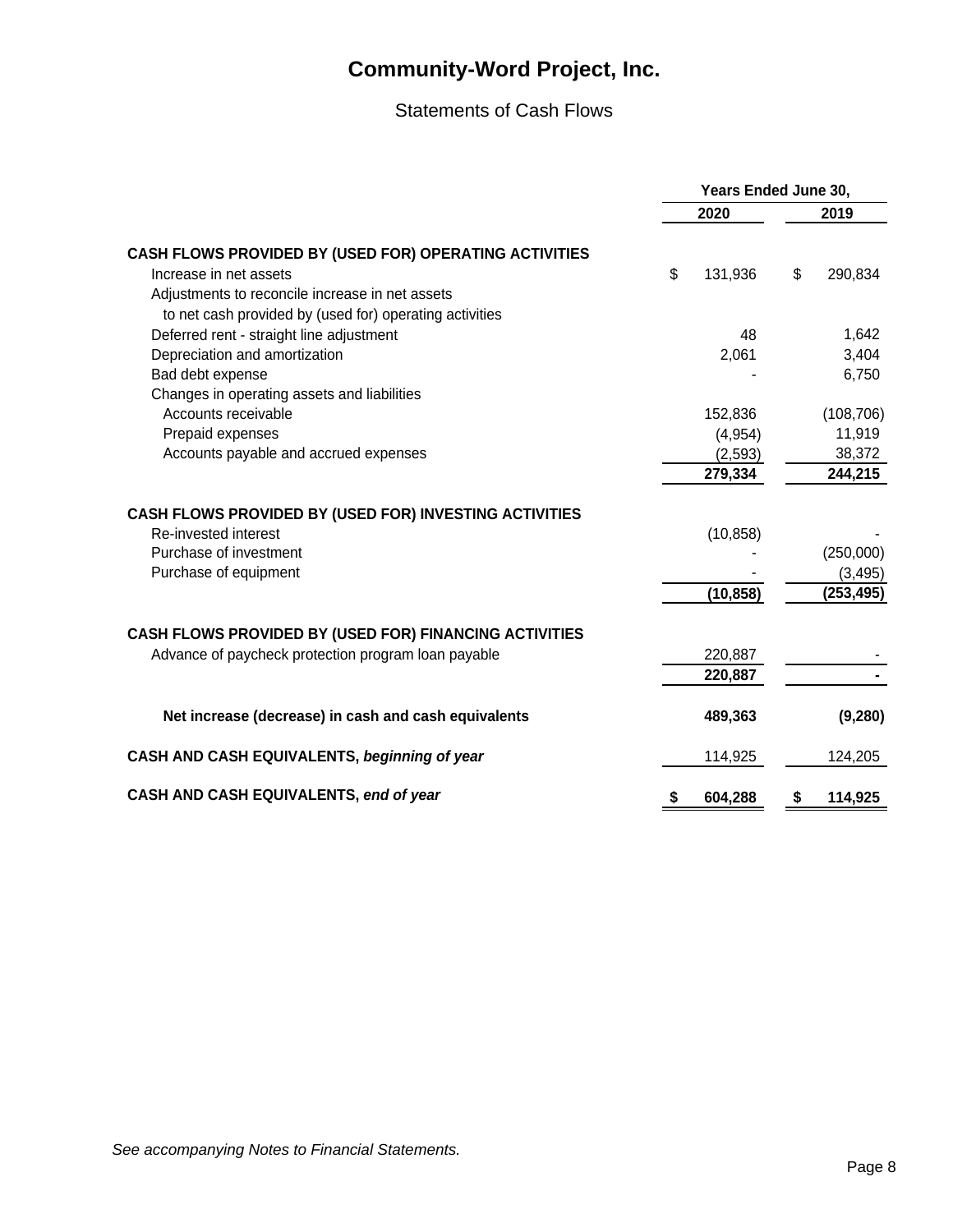# Community-Word Project, Inc.

## Statements of Cash Flows

| | Years Ended June 30, | |
|---|---|---|
| | 2020 | 2019 |
| **CASH FLOWS PROVIDED BY (USED FOR) OPERATING ACTIVITIES** | | |
| Increase in net assets | $ 131,936 | $ 290,834 |
| Adjustments to reconcile increase in net assets to net cash provided by (used for) operating activities | | |
| Deferred rent - straight line adjustment | 48 | 1,642 |
| Depreciation and amortization | 2,061 | 3,404 |
| Bad debt expense | - | 6,750 |
| Changes in operating assets and liabilities | | |
| Accounts receivable | 152,836 | (108,706) |
| Prepaid expenses | (4,954) | 11,919 |
| Accounts payable and accrued expenses | (2,593) | 38,372 |
| | **279,334** | **244,215** |
| **CASH FLOWS PROVIDED BY (USED FOR) INVESTING ACTIVITIES** | | |
| Re-invested interest | (10,858) | - |
| Purchase of investment | - | (250,000) |
| Purchase of equipment | - | (3,495) |
| | **(10,858)** | **(253,495)** |
| **CASH FLOWS PROVIDED BY (USED FOR) FINANCING ACTIVITIES** | | |
| Advance of paycheck protection program loan payable | 220,887 | - |
| | **220,887** | **-** |
| **Net increase (decrease) in cash and cash equivalents** | **489,363** | **(9,280)** |
| **CASH AND CASH EQUIVALENTS, *beginning of year*** | 114,925 | 124,205 |
| **CASH AND CASH EQUIVALENTS, *end of year*** | **$ 604,288** | **$ 114,925** |

*See accompanying Notes to Financial Statements.*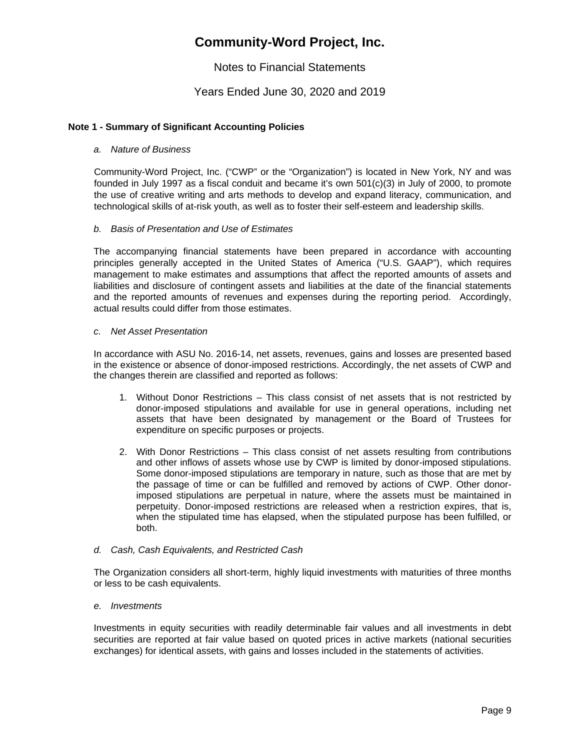# Community-Word Project, Inc.

Notes to Financial Statements

Years Ended June 30, 2020 and 2019

## Note 1 - Summary of Significant Accounting Policies

*a. Nature of Business*

Community-Word Project, Inc. ("CWP" or the "Organization") is located in New York, NY and was founded in July 1997 as a fiscal conduit and became it's own 501(c)(3) in July of 2000, to promote the use of creative writing and arts methods to develop and expand literacy, communication, and technological skills of at-risk youth, as well as to foster their self-esteem and leadership skills.

*b. Basis of Presentation and Use of Estimates*

The accompanying financial statements have been prepared in accordance with accounting principles generally accepted in the United States of America ("U.S. GAAP"), which requires management to make estimates and assumptions that affect the reported amounts of assets and liabilities and disclosure of contingent assets and liabilities at the date of the financial statements and the reported amounts of revenues and expenses during the reporting period. Accordingly, actual results could differ from those estimates.

*c. Net Asset Presentation*

In accordance with ASU No. 2016-14, net assets, revenues, gains and losses are presented based in the existence or absence of donor-imposed restrictions. Accordingly, the net assets of CWP and the changes therein are classified and reported as follows:

1. Without Donor Restrictions – This class consist of net assets that is not restricted by donor-imposed stipulations and available for use in general operations, including net assets that have been designated by management or the Board of Trustees for expenditure on specific purposes or projects.

2. With Donor Restrictions – This class consist of net assets resulting from contributions and other inflows of assets whose use by CWP is limited by donor-imposed stipulations. Some donor-imposed stipulations are temporary in nature, such as those that are met by the passage of time or can be fulfilled and removed by actions of CWP. Other donor-imposed stipulations are perpetual in nature, where the assets must be maintained in perpetuity. Donor-imposed restrictions are released when a restriction expires, that is, when the stipulated time has elapsed, when the stipulated purpose has been fulfilled, or both.

*d. Cash, Cash Equivalents, and Restricted Cash*

The Organization considers all short-term, highly liquid investments with maturities of three months or less to be cash equivalents.

*e. Investments*

Investments in equity securities with readily determinable fair values and all investments in debt securities are reported at fair value based on quoted prices in active markets (national securities exchanges) for identical assets, with gains and losses included in the statements of activities.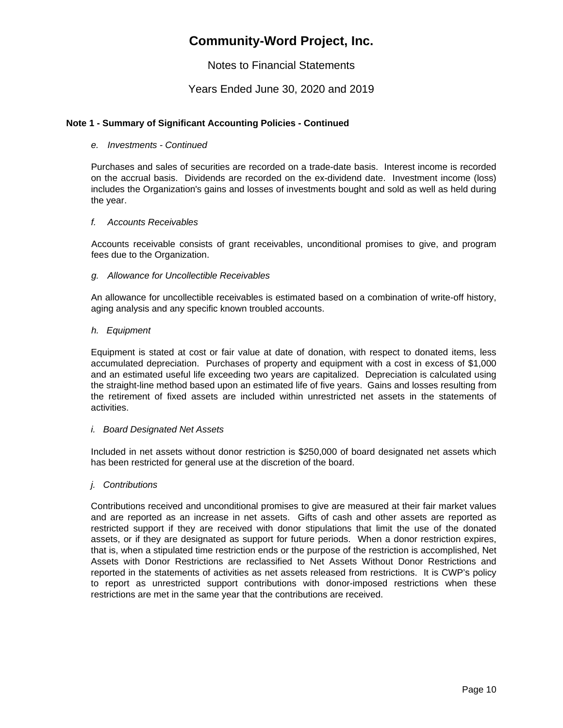# Community-Word Project, Inc.

Notes to Financial Statements

Years Ended June 30, 2020 and 2019

**Note 1 - Summary of Significant Accounting Policies - Continued**

*e. Investments - Continued*

Purchases and sales of securities are recorded on a trade-date basis. Interest income is recorded on the accrual basis. Dividends are recorded on the ex-dividend date. Investment income (loss) includes the Organization's gains and losses of investments bought and sold as well as held during the year.

*f. Accounts Receivables*

Accounts receivable consists of grant receivables, unconditional promises to give, and program fees due to the Organization.

*g. Allowance for Uncollectible Receivables*

An allowance for uncollectible receivables is estimated based on a combination of write-off history, aging analysis and any specific known troubled accounts.

*h. Equipment*

Equipment is stated at cost or fair value at date of donation, with respect to donated items, less accumulated depreciation. Purchases of property and equipment with a cost in excess of $1,000 and an estimated useful life exceeding two years are capitalized. Depreciation is calculated using the straight-line method based upon an estimated life of five years. Gains and losses resulting from the retirement of fixed assets are included within unrestricted net assets in the statements of activities.

*i. Board Designated Net Assets*

Included in net assets without donor restriction is $250,000 of board designated net assets which has been restricted for general use at the discretion of the board.

*j. Contributions*

Contributions received and unconditional promises to give are measured at their fair market values and are reported as an increase in net assets. Gifts of cash and other assets are reported as restricted support if they are received with donor stipulations that limit the use of the donated assets, or if they are designated as support for future periods. When a donor restriction expires, that is, when a stipulated time restriction ends or the purpose of the restriction is accomplished, Net Assets with Donor Restrictions are reclassified to Net Assets Without Donor Restrictions and reported in the statements of activities as net assets released from restrictions. It is CWP's policy to report as unrestricted support contributions with donor-imposed restrictions when these restrictions are met in the same year that the contributions are received.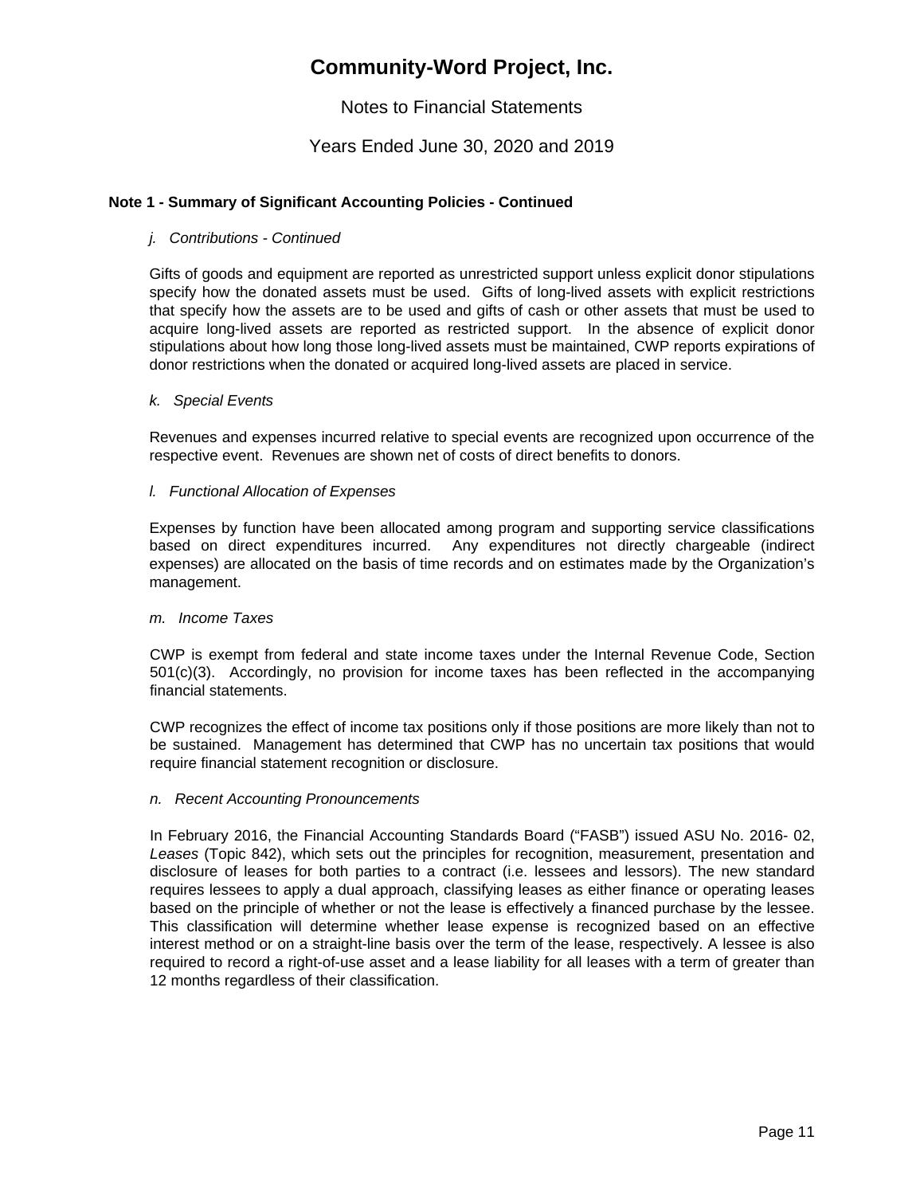# Community-Word Project, Inc.

Notes to Financial Statements

Years Ended June 30, 2020 and 2019

**Note 1 - Summary of Significant Accounting Policies - Continued**

*j. Contributions - Continued*

Gifts of goods and equipment are reported as unrestricted support unless explicit donor stipulations specify how the donated assets must be used. Gifts of long-lived assets with explicit restrictions that specify how the assets are to be used and gifts of cash or other assets that must be used to acquire long-lived assets are reported as restricted support. In the absence of explicit donor stipulations about how long those long-lived assets must be maintained, CWP reports expirations of donor restrictions when the donated or acquired long-lived assets are placed in service.

*k. Special Events*

Revenues and expenses incurred relative to special events are recognized upon occurrence of the respective event. Revenues are shown net of costs of direct benefits to donors.

*l. Functional Allocation of Expenses*

Expenses by function have been allocated among program and supporting service classifications based on direct expenditures incurred. Any expenditures not directly chargeable (indirect expenses) are allocated on the basis of time records and on estimates made by the Organization's management.

*m. Income Taxes*

CWP is exempt from federal and state income taxes under the Internal Revenue Code, Section 501(c)(3). Accordingly, no provision for income taxes has been reflected in the accompanying financial statements.

CWP recognizes the effect of income tax positions only if those positions are more likely than not to be sustained. Management has determined that CWP has no uncertain tax positions that would require financial statement recognition or disclosure.

*n. Recent Accounting Pronouncements*

In February 2016, the Financial Accounting Standards Board ("FASB") issued ASU No. 2016- 02, *Leases* (Topic 842), which sets out the principles for recognition, measurement, presentation and disclosure of leases for both parties to a contract (i.e. lessees and lessors). The new standard requires lessees to apply a dual approach, classifying leases as either finance or operating leases based on the principle of whether or not the lease is effectively a financed purchase by the lessee. This classification will determine whether lease expense is recognized based on an effective interest method or on a straight-line basis over the term of the lease, respectively. A lessee is also required to record a right-of-use asset and a lease liability for all leases with a term of greater than 12 months regardless of their classification.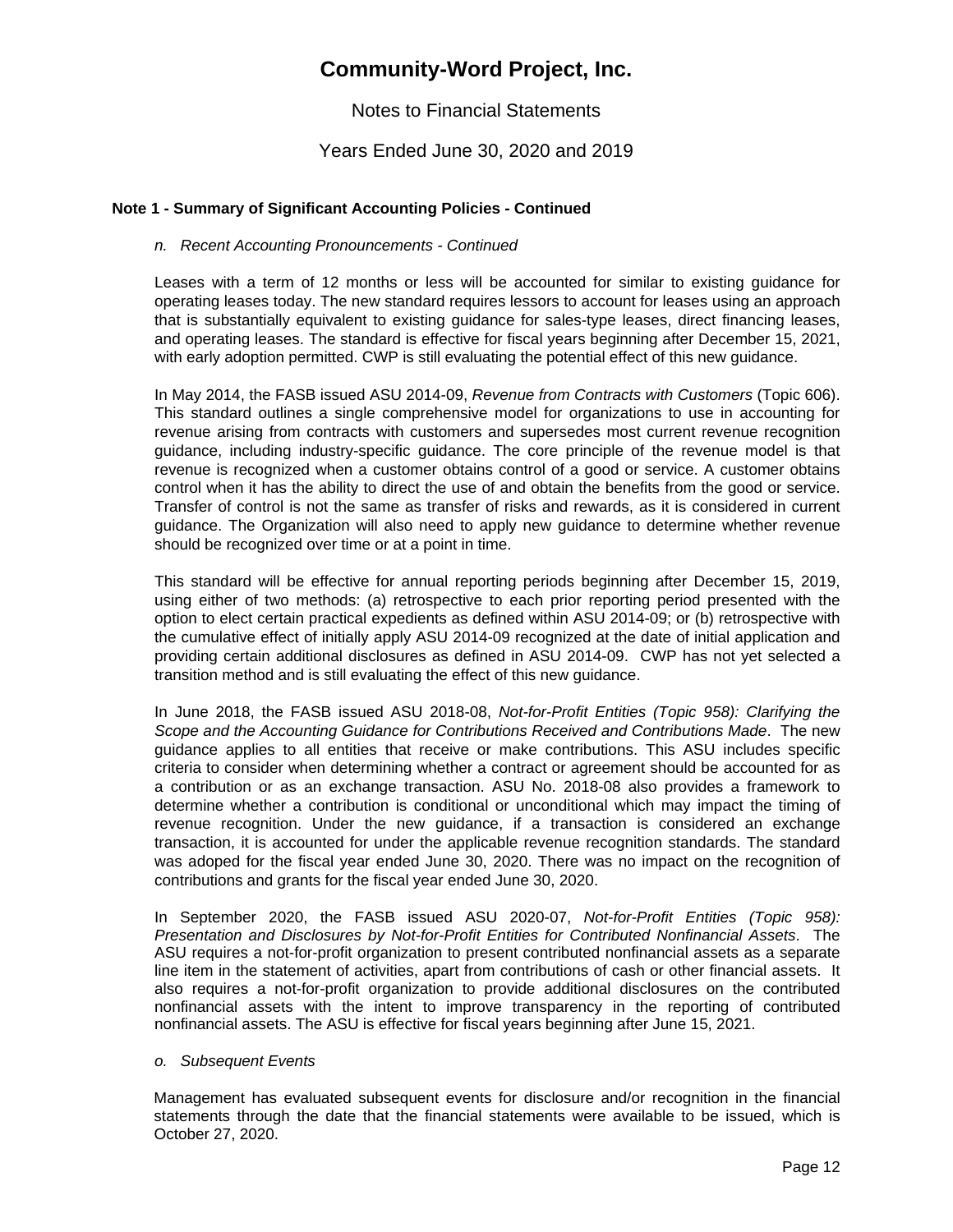# Community-Word Project, Inc.

Notes to Financial Statements

Years Ended June 30, 2020 and 2019

**Note 1 - Summary of Significant Accounting Policies - Continued**

*n. Recent Accounting Pronouncements - Continued*

Leases with a term of 12 months or less will be accounted for similar to existing guidance for operating leases today. The new standard requires lessors to account for leases using an approach that is substantially equivalent to existing guidance for sales-type leases, direct financing leases, and operating leases. The standard is effective for fiscal years beginning after December 15, 2021, with early adoption permitted. CWP is still evaluating the potential effect of this new guidance.

In May 2014, the FASB issued ASU 2014-09, *Revenue from Contracts with Customers* (Topic 606). This standard outlines a single comprehensive model for organizations to use in accounting for revenue arising from contracts with customers and supersedes most current revenue recognition guidance, including industry-specific guidance. The core principle of the revenue model is that revenue is recognized when a customer obtains control of a good or service. A customer obtains control when it has the ability to direct the use of and obtain the benefits from the good or service. Transfer of control is not the same as transfer of risks and rewards, as it is considered in current guidance. The Organization will also need to apply new guidance to determine whether revenue should be recognized over time or at a point in time.

This standard will be effective for annual reporting periods beginning after December 15, 2019, using either of two methods: (a) retrospective to each prior reporting period presented with the option to elect certain practical expedients as defined within ASU 2014-09; or (b) retrospective with the cumulative effect of initially apply ASU 2014-09 recognized at the date of initial application and providing certain additional disclosures as defined in ASU 2014-09. CWP has not yet selected a transition method and is still evaluating the effect of this new guidance.

In June 2018, the FASB issued ASU 2018-08, *Not-for-Profit Entities (Topic 958): Clarifying the Scope and the Accounting Guidance for Contributions Received and Contributions Made*. The new guidance applies to all entities that receive or make contributions. This ASU includes specific criteria to consider when determining whether a contract or agreement should be accounted for as a contribution or as an exchange transaction. ASU No. 2018-08 also provides a framework to determine whether a contribution is conditional or unconditional which may impact the timing of revenue recognition. Under the new guidance, if a transaction is considered an exchange transaction, it is accounted for under the applicable revenue recognition standards. The standard was adoped for the fiscal year ended June 30, 2020. There was no impact on the recognition of contributions and grants for the fiscal year ended June 30, 2020.

In September 2020, the FASB issued ASU 2020-07, *Not-for-Profit Entities (Topic 958): Presentation and Disclosures by Not-for-Profit Entities for Contributed Nonfinancial Assets*. The ASU requires a not-for-profit organization to present contributed nonfinancial assets as a separate line item in the statement of activities, apart from contributions of cash or other financial assets. It also requires a not-for-profit organization to provide additional disclosures on the contributed nonfinancial assets with the intent to improve transparency in the reporting of contributed nonfinancial assets. The ASU is effective for fiscal years beginning after June 15, 2021.

*o. Subsequent Events*

Management has evaluated subsequent events for disclosure and/or recognition in the financial statements through the date that the financial statements were available to be issued, which is October 27, 2020.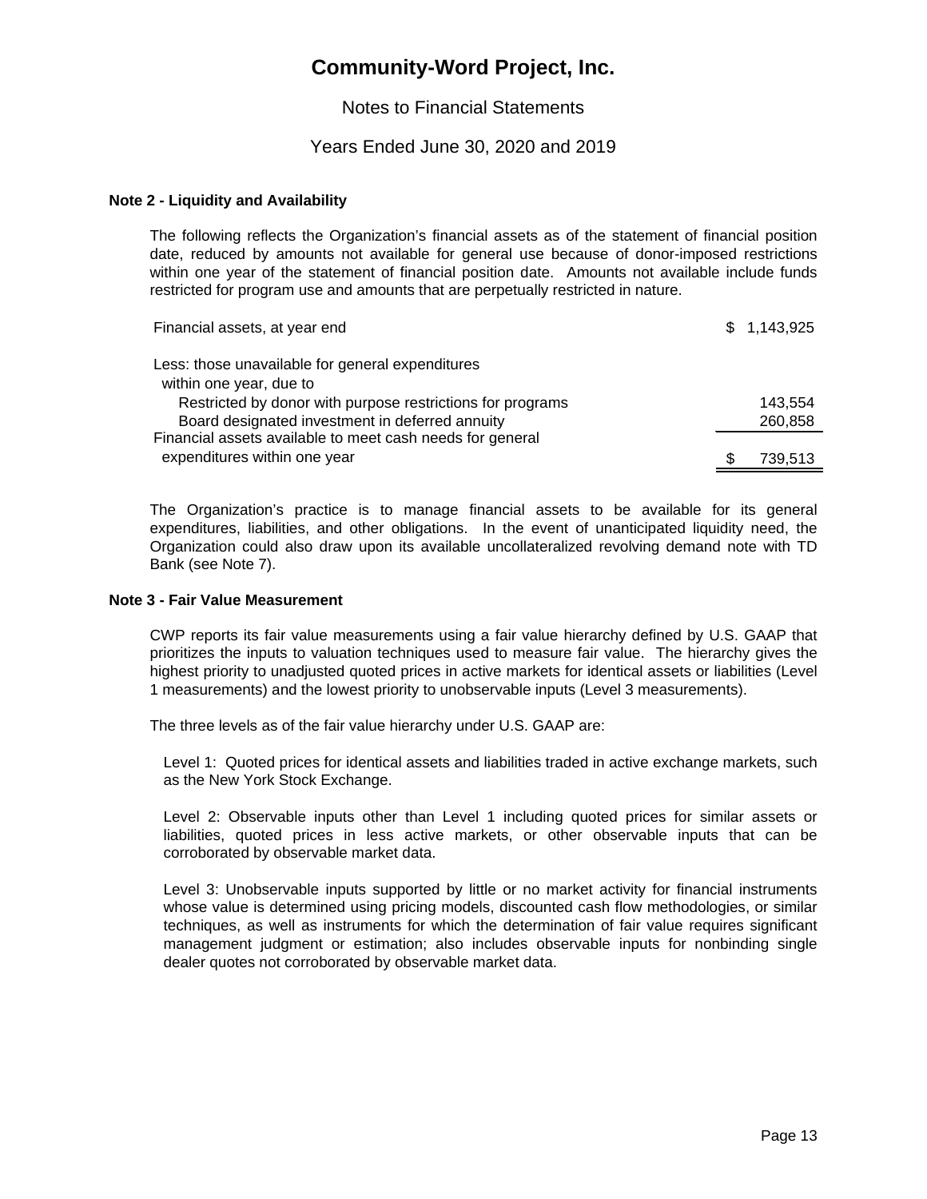# Community-Word Project, Inc.

Notes to Financial Statements

Years Ended June 30, 2020 and 2019

**Note 2 - Liquidity and Availability**

The following reflects the Organization's financial assets as of the statement of financial position date, reduced by amounts not available for general use because of donor-imposed restrictions within one year of the statement of financial position date. Amounts not available include funds restricted for program use and amounts that are perpetually restricted in nature.

| | |
|---|---|
| Financial assets, at year end | $ 1,143,925 |
| Less: those unavailable for general expenditures within one year, due to | |
| Restricted by donor with purpose restrictions for programs | 143,554 |
| Board designated investment in deferred annuity | 260,858 |
| Financial assets available to meet cash needs for general expenditures within one year | $ 739,513 |

The Organization's practice is to manage financial assets to be available for its general expenditures, liabilities, and other obligations. In the event of unanticipated liquidity need, the Organization could also draw upon its available uncollateralized revolving demand note with TD Bank (see Note 7).

**Note 3 - Fair Value Measurement**

CWP reports its fair value measurements using a fair value hierarchy defined by U.S. GAAP that prioritizes the inputs to valuation techniques used to measure fair value. The hierarchy gives the highest priority to unadjusted quoted prices in active markets for identical assets or liabilities (Level 1 measurements) and the lowest priority to unobservable inputs (Level 3 measurements).

The three levels as of the fair value hierarchy under U.S. GAAP are:

Level 1: Quoted prices for identical assets and liabilities traded in active exchange markets, such as the New York Stock Exchange.

Level 2: Observable inputs other than Level 1 including quoted prices for similar assets or liabilities, quoted prices in less active markets, or other observable inputs that can be corroborated by observable market data.

Level 3: Unobservable inputs supported by little or no market activity for financial instruments whose value is determined using pricing models, discounted cash flow methodologies, or similar techniques, as well as instruments for which the determination of fair value requires significant management judgment or estimation; also includes observable inputs for nonbinding single dealer quotes not corroborated by observable market data.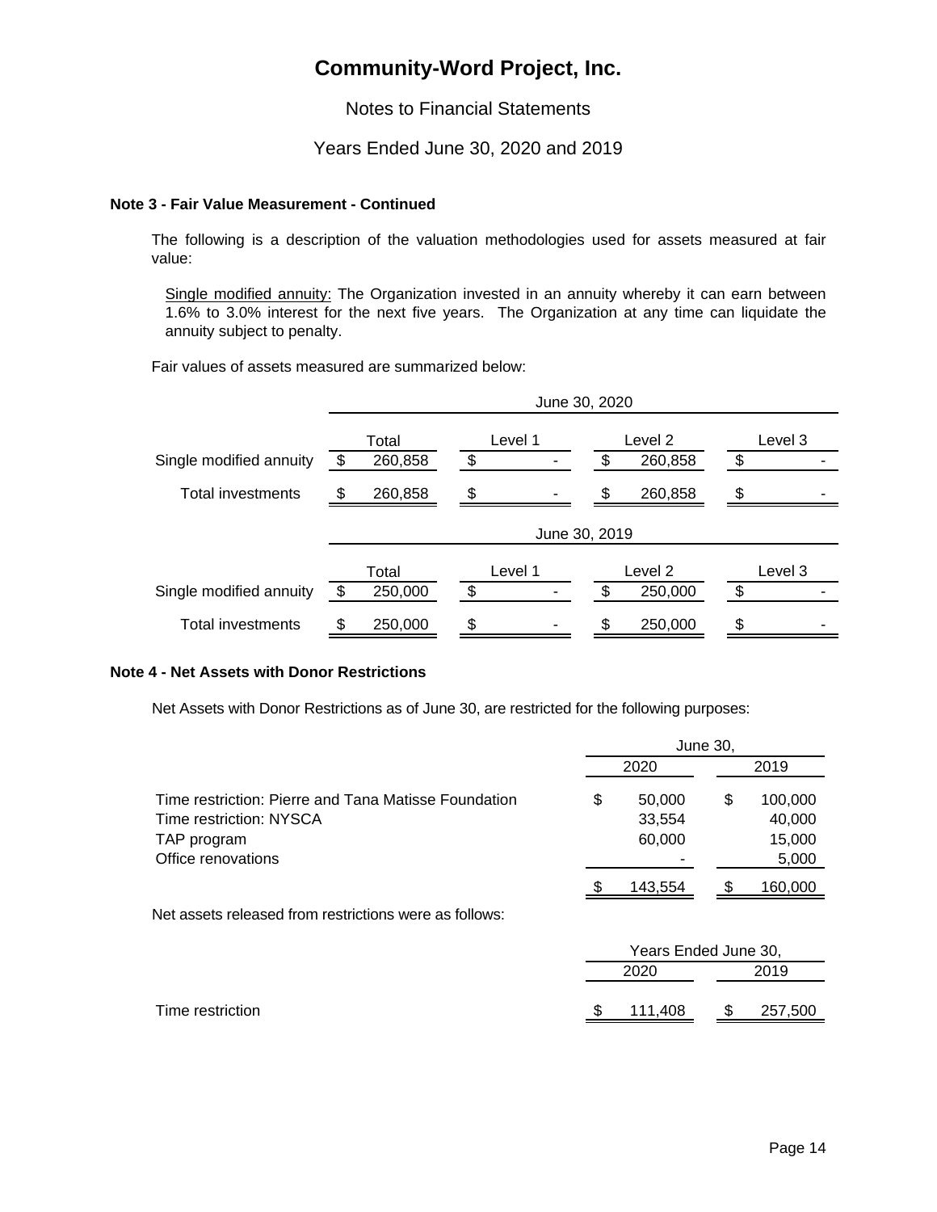# Community-Word Project, Inc.

Notes to Financial Statements

Years Ended June 30, 2020 and 2019

**Note 3 - Fair Value Measurement - Continued**

The following is a description of the valuation methodologies used for assets measured at fair value:

Single modified annuity: The Organization invested in an annuity whereby it can earn between 1.6% to 3.0% interest for the next five years. The Organization at any time can liquidate the annuity subject to penalty.

Fair values of assets measured are summarized below:

| | June 30, 2020 | | | |
|---|---|---|---|---|
| | Total | Level 1 | Level 2 | Level 3 |
| Single modified annuity | $ 260,858 | $ - | $ 260,858 | $ - |
| Total investments | $ 260,858 | $ - | $ 260,858 | $ - |

| | June 30, 2019 | | | |
|---|---|---|---|---|
| | Total | Level 1 | Level 2 | Level 3 |
| Single modified annuity | $ 250,000 | $ - | $ 250,000 | $ - |
| Total investments | $ 250,000 | $ - | $ 250,000 | $ - |

**Note 4 - Net Assets with Donor Restrictions**

Net Assets with Donor Restrictions as of June 30, are restricted for the following purposes:

| | June 30, | |
|---|---|---|
| | 2020 | 2019 |
| Time restriction: Pierre and Tana Matisse Foundation | $ 50,000 | $ 100,000 |
| Time restriction: NYSCA | 33,554 | 40,000 |
| TAP program | 60,000 | 15,000 |
| Office renovations | - | 5,000 |
| | $ 143,554 | $ 160,000 |

Net assets released from restrictions were as follows:

| | Years Ended June 30, | |
|---|---|---|
| | 2020 | 2019 |
| Time restriction | $ 111,408 | $ 257,500 |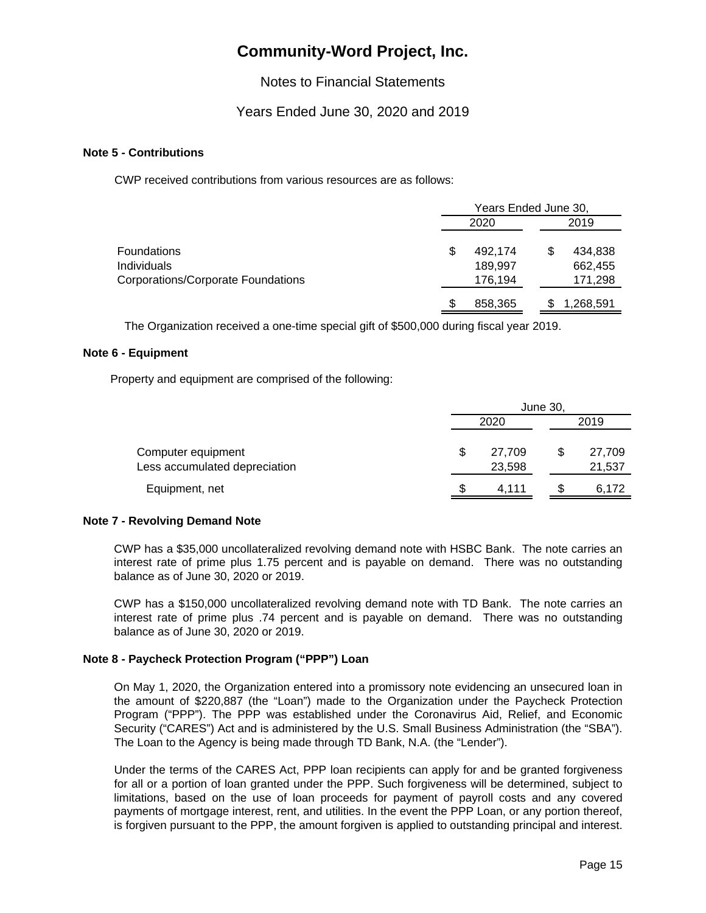# Community-Word Project, Inc.

Notes to Financial Statements

Years Ended June 30, 2020 and 2019

### Note 5 - Contributions

CWP received contributions from various resources are as follows:

| | Years Ended June 30, | |
|---|---|---|
| | 2020 | 2019 |
| Foundations | $ 492,174 | $ 434,838 |
| Individuals | 189,997 | 662,455 |
| Corporations/Corporate Foundations | 176,194 | 171,298 |
| | $ 858,365 | $ 1,268,591 |

The Organization received a one-time special gift of $500,000 during fiscal year 2019.

### Note 6 - Equipment

Property and equipment are comprised of the following:

| | June 30, | |
|---|---|---|
| | 2020 | 2019 |
| Computer equipment | $ 27,709 | $ 27,709 |
| Less accumulated depreciation | 23,598 | 21,537 |
| Equipment, net | $ 4,111 | $ 6,172 |

### Note 7 - Revolving Demand Note

CWP has a $35,000 uncollateralized revolving demand note with HSBC Bank. The note carries an interest rate of prime plus 1.75 percent and is payable on demand. There was no outstanding balance as of June 30, 2020 or 2019.

CWP has a $150,000 uncollateralized revolving demand note with TD Bank. The note carries an interest rate of prime plus .74 percent and is payable on demand. There was no outstanding balance as of June 30, 2020 or 2019.

### Note 8 - Paycheck Protection Program ("PPP") Loan

On May 1, 2020, the Organization entered into a promissory note evidencing an unsecured loan in the amount of $220,887 (the "Loan") made to the Organization under the Paycheck Protection Program ("PPP"). The PPP was established under the Coronavirus Aid, Relief, and Economic Security ("CARES") Act and is administered by the U.S. Small Business Administration (the "SBA"). The Loan to the Agency is being made through TD Bank, N.A. (the "Lender").

Under the terms of the CARES Act, PPP loan recipients can apply for and be granted forgiveness for all or a portion of loan granted under the PPP. Such forgiveness will be determined, subject to limitations, based on the use of loan proceeds for payment of payroll costs and any covered payments of mortgage interest, rent, and utilities. In the event the PPP Loan, or any portion thereof, is forgiven pursuant to the PPP, the amount forgiven is applied to outstanding principal and interest.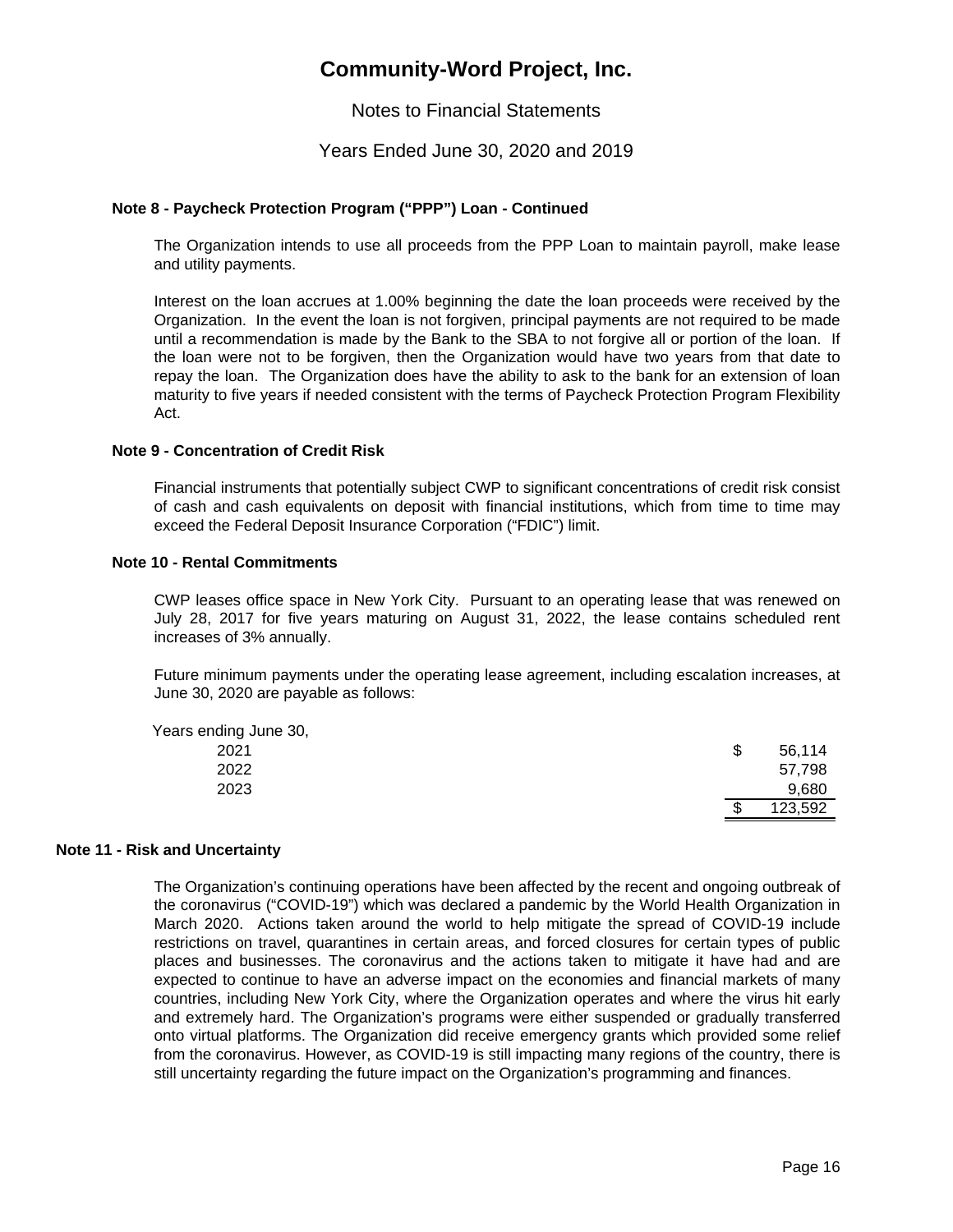# Community-Word Project, Inc.

Notes to Financial Statements

Years Ended June 30, 2020 and 2019

### Note 8 - Paycheck Protection Program ("PPP") Loan - Continued

The Organization intends to use all proceeds from the PPP Loan to maintain payroll, make lease and utility payments.

Interest on the loan accrues at 1.00% beginning the date the loan proceeds were received by the Organization. In the event the loan is not forgiven, principal payments are not required to be made until a recommendation is made by the Bank to the SBA to not forgive all or portion of the loan. If the loan were not to be forgiven, then the Organization would have two years from that date to repay the loan. The Organization does have the ability to ask to the bank for an extension of loan maturity to five years if needed consistent with the terms of Paycheck Protection Program Flexibility Act.

### Note 9 - Concentration of Credit Risk

Financial instruments that potentially subject CWP to significant concentrations of credit risk consist of cash and cash equivalents on deposit with financial institutions, which from time to time may exceed the Federal Deposit Insurance Corporation ("FDIC") limit.

### Note 10 - Rental Commitments

CWP leases office space in New York City. Pursuant to an operating lease that was renewed on July 28, 2017 for five years maturing on August 31, 2022, the lease contains scheduled rent increases of 3% annually.

Future minimum payments under the operating lease agreement, including escalation increases, at June 30, 2020 are payable as follows:

| Years ending June 30, | |
|---|---|
| 2021 | $ 56,114 |
| 2022 | 57,798 |
| 2023 | 9,680 |
| | $ 123,592 |

### Note 11 - Risk and Uncertainty

The Organization's continuing operations have been affected by the recent and ongoing outbreak of the coronavirus ("COVID-19") which was declared a pandemic by the World Health Organization in March 2020. Actions taken around the world to help mitigate the spread of COVID-19 include restrictions on travel, quarantines in certain areas, and forced closures for certain types of public places and businesses. The coronavirus and the actions taken to mitigate it have had and are expected to continue to have an adverse impact on the economies and financial markets of many countries, including New York City, where the Organization operates and where the virus hit early and extremely hard. The Organization's programs were either suspended or gradually transferred onto virtual platforms. The Organization did receive emergency grants which provided some relief from the coronavirus. However, as COVID-19 is still impacting many regions of the country, there is still uncertainty regarding the future impact on the Organization's programming and finances.